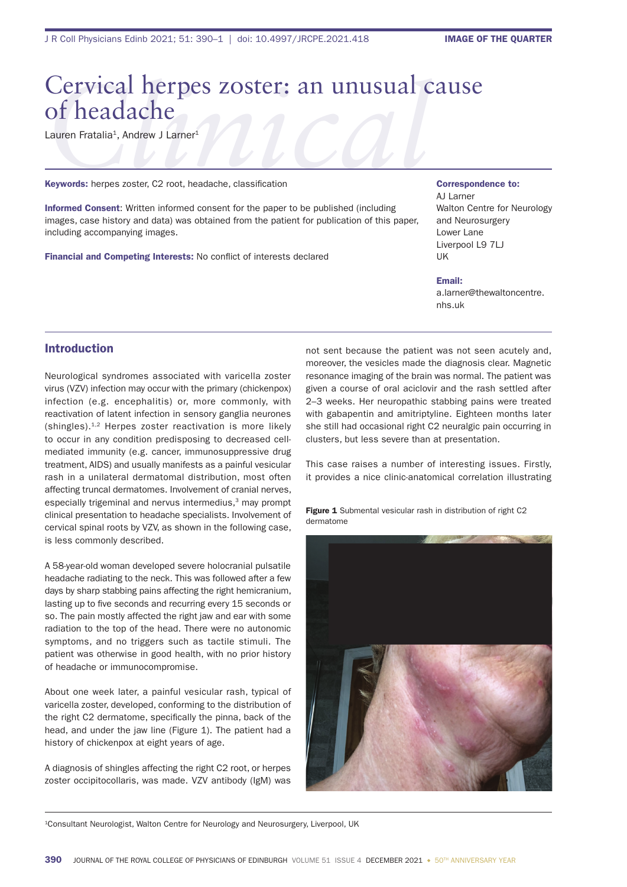# Cervical herpes zoster: an unusual cause of headache

Lauren Fratalia[1], Andrew J Larner[1]

**Keywords:** herpes zoster, C2 root, headache, classification

**Informed Consent**: Written informed consent for the paper to be published (including images, case history and data) was obtained from the patient for publication of this paper, including accompanying images.

**Financial and Competing Interests:** No conflict of interests declared

**Correspondence to:**
AJ Larner
Walton Centre for Neurology and Neurosurgery
Lower Lane
Liverpool L9 7LJ
UK

**Email:**
a.larner@thewaltoncentre.nhs.uk

## Introduction

Neurological syndromes associated with varicella zoster virus (VZV) infection may occur with the primary (chickenpox) infection (e.g. encephalitis) or, more commonly, with reactivation of latent infection in sensory ganglia neurones (shingles).[1,2] Herpes zoster reactivation is more likely to occur in any condition predisposing to decreased cell-mediated immunity (e.g. cancer, immunosuppressive drug treatment, AIDS) and usually manifests as a painful vesicular rash in a unilateral dermatomal distribution, most often affecting truncal dermatomes. Involvement of cranial nerves, especially trigeminal and nervus intermedius,[3] may prompt clinical presentation to headache specialists. Involvement of cervical spinal roots by VZV, as shown in the following case, is less commonly described.

A 58-year-old woman developed severe holocranial pulsatile headache radiating to the neck. This was followed after a few days by sharp stabbing pains affecting the right hemicranium, lasting up to five seconds and recurring every 15 seconds or so. The pain mostly affected the right jaw and ear with some radiation to the top of the head. There were no autonomic symptoms, and no triggers such as tactile stimuli. The patient was otherwise in good health, with no prior history of headache or immunocompromise.

About one week later, a painful vesicular rash, typical of varicella zoster, developed, conforming to the distribution of the right C2 dermatome, specifically the pinna, back of the head, and under the jaw line (Figure 1). The patient had a history of chickenpox at eight years of age.

A diagnosis of shingles affecting the right C2 root, or herpes zoster occipitocollaris, was made. VZV antibody (IgM) was not sent because the patient was not seen acutely and, moreover, the vesicles made the diagnosis clear. Magnetic resonance imaging of the brain was normal. The patient was given a course of oral aciclovir and the rash settled after 2–3 weeks. Her neuropathic stabbing pains were treated with gabapentin and amitriptyline. Eighteen months later she still had occasional right C2 neuralgic pain occurring in clusters, but less severe than at presentation.

This case raises a number of interesting issues. Firstly, it provides a nice clinic-anatomical correlation illustrating

**Figure 1** Submental vesicular rash in distribution of right C2 dermatome

[1]Consultant Neurologist, Walton Centre for Neurology and Neurosurgery, Liverpool, UK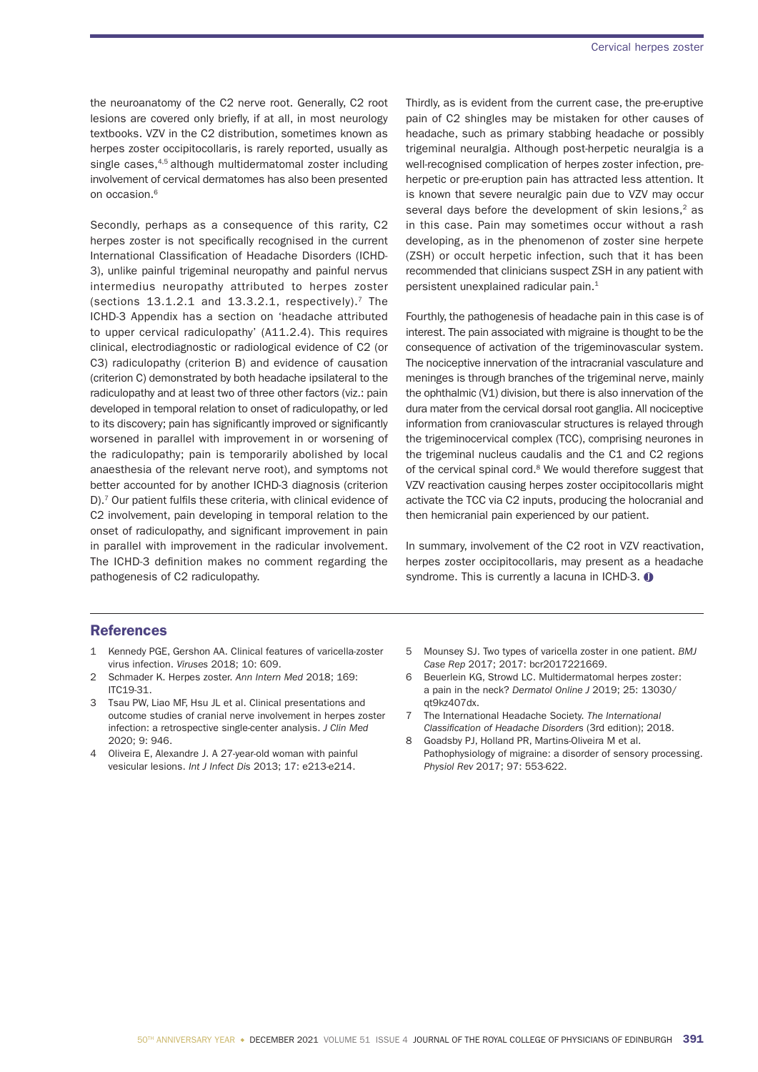the neuroanatomy of the C2 nerve root. Generally, C2 root lesions are covered only briefly, if at all, in most neurology textbooks. VZV in the C2 distribution, sometimes known as herpes zoster occipitocollaris, is rarely reported, usually as single cases,[4,5] although multidermatomal zoster including involvement of cervical dermatomes has also been presented on occasion.[6]

Secondly, perhaps as a consequence of this rarity, C2 herpes zoster is not specifically recognised in the current International Classification of Headache Disorders (ICHD-3), unlike painful trigeminal neuropathy and painful nervus intermedius neuropathy attributed to herpes zoster (sections 13.1.2.1 and 13.3.2.1, respectively).[7] The ICHD-3 Appendix has a section on 'headache attributed to upper cervical radiculopathy' (A11.2.4). This requires clinical, electrodiagnostic or radiological evidence of C2 (or C3) radiculopathy (criterion B) and evidence of causation (criterion C) demonstrated by both headache ipsilateral to the radiculopathy and at least two of three other factors (viz.: pain developed in temporal relation to onset of radiculopathy, or led to its discovery; pain has significantly improved or significantly worsened in parallel with improvement in or worsening of the radiculopathy; pain is temporarily abolished by local anaesthesia of the relevant nerve root), and symptoms not better accounted for by another ICHD-3 diagnosis (criterion D).[7] Our patient fulfils these criteria, with clinical evidence of C2 involvement, pain developing in temporal relation to the onset of radiculopathy, and significant improvement in pain in parallel with improvement in the radicular involvement. The ICHD-3 definition makes no comment regarding the pathogenesis of C2 radiculopathy.

Thirdly, as is evident from the current case, the pre-eruptive pain of C2 shingles may be mistaken for other causes of headache, such as primary stabbing headache or possibly trigeminal neuralgia. Although post-herpetic neuralgia is a well-recognised complication of herpes zoster infection, pre-herpetic or pre-eruption pain has attracted less attention. It is known that severe neuralgic pain due to VZV may occur several days before the development of skin lesions,[2] as in this case. Pain may sometimes occur without a rash developing, as in the phenomenon of zoster sine herpete (ZSH) or occult herpetic infection, such that it has been recommended that clinicians suspect ZSH in any patient with persistent unexplained radicular pain.[1]

Fourthly, the pathogenesis of headache pain in this case is of interest. The pain associated with migraine is thought to be the consequence of activation of the trigeminovascular system. The nociceptive innervation of the intracranial vasculature and meninges is through branches of the trigeminal nerve, mainly the ophthalmic (V1) division, but there is also innervation of the dura mater from the cervical dorsal root ganglia. All nociceptive information from craniovascular structures is relayed through the trigeminocervical complex (TCC), comprising neurones in the trigeminal nucleus caudalis and the C1 and C2 regions of the cervical spinal cord.[8] We would therefore suggest that VZV reactivation causing herpes zoster occipitocollaris might activate the TCC via C2 inputs, producing the holocranial and then hemicranial pain experienced by our patient.

In summary, involvement of the C2 root in VZV reactivation, herpes zoster occipitocollaris, may present as a headache syndrome. This is currently a lacuna in ICHD-3.

## References

1. Kennedy PGE, Gershon AA. Clinical features of varicella-zoster virus infection. *Viruses* 2018; 10: 609.
2. Schmader K. Herpes zoster. *Ann Intern Med* 2018; 169: ITC19-31.
3. Tsau PW, Liao MF, Hsu JL et al. Clinical presentations and outcome studies of cranial nerve involvement in herpes zoster infection: a retrospective single-center analysis. *J Clin Med* 2020; 9: 946.
4. Oliveira E, Alexandre J. A 27-year-old woman with painful vesicular lesions. *Int J Infect Dis* 2013; 17: e213-e214.
5. Mounsey SJ. Two types of varicella zoster in one patient. *BMJ Case Rep* 2017; 2017: bcr2017221669.
6. Beuerlein KG, Strowd LC. Multidermatomal herpes zoster: a pain in the neck? *Dermatol Online J* 2019; 25: 13030/qt9kz407dx.
7. The International Headache Society. *The International Classification of Headache Disorders* (3rd edition); 2018.
8. Goadsby PJ, Holland PR, Martins-Oliveira M et al. Pathophysiology of migraine: a disorder of sensory processing. *Physiol Rev* 2017; 97: 553-622.